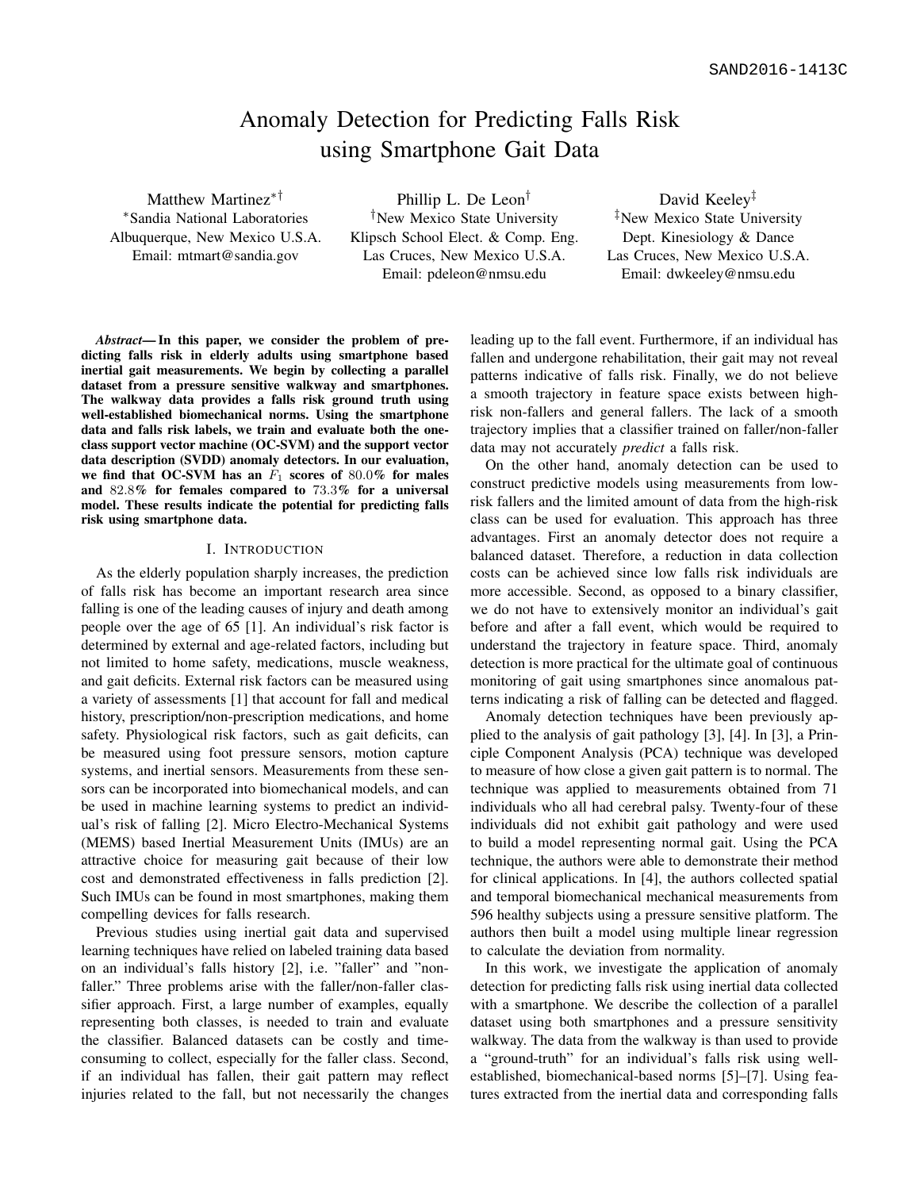SAND2016-1413C

# Anomaly Detection for Predicting Falls Risk using Smartphone Gait Data

Matthew Martinez[*†]
[*]Sandia National Laboratories
Albuquerque, New Mexico U.S.A.
Email: mtmart@sandia.gov

Phillip L. De Leon[†]
[†]New Mexico State University
Klipsch School Elect. & Comp. Eng.
Las Cruces, New Mexico U.S.A.
Email: pdeleon@nmsu.edu

David Keeley[‡]
[‡]New Mexico State University
Dept. Kinesiology & Dance
Las Cruces, New Mexico U.S.A.
Email: dwkeeley@nmsu.edu

***Abstract*— In this paper, we consider the problem of predicting falls risk in elderly adults using smartphone based inertial gait measurements. We begin by collecting a parallel dataset from a pressure sensitive walkway and smartphones. The walkway data provides a falls risk ground truth using well-established biomechanical norms. Using the smartphone data and falls risk labels, we train and evaluate both the one-class support vector machine (OC-SVM) and the support vector data description (SVDD) anomaly detectors. In our evaluation, we find that OC-SVM has an $F_1$ scores of $80.0\%$ for males and $82.8\%$ for females compared to $73.3\%$ for a universal model. These results indicate the potential for predicting falls risk using smartphone data.**

## I. Introduction

As the elderly population sharply increases, the prediction of falls risk has become an important research area since falling is one of the leading causes of injury and death among people over the age of 65 [1]. An individual's risk factor is determined by external and age-related factors, including but not limited to home safety, medications, muscle weakness, and gait deficits. External risk factors can be measured using a variety of assessments [1] that account for fall and medical history, prescription/non-prescription medications, and home safety. Physiological risk factors, such as gait deficits, can be measured using foot pressure sensors, motion capture systems, and inertial sensors. Measurements from these sensors can be incorporated into biomechanical models, and can be used in machine learning systems to predict an individual's risk of falling [2]. Micro Electro-Mechanical Systems (MEMS) based Inertial Measurement Units (IMUs) are an attractive choice for measuring gait because of their low cost and demonstrated effectiveness in falls prediction [2]. Such IMUs can be found in most smartphones, making them compelling devices for falls research.

Previous studies using inertial gait data and supervised learning techniques have relied on labeled training data based on an individual's falls history [2], i.e. "faller" and "non-faller." Three problems arise with the faller/non-faller classifier approach. First, a large number of examples, equally representing both classes, is needed to train and evaluate the classifier. Balanced datasets can be costly and time-consuming to collect, especially for the faller class. Second, if an individual has fallen, their gait pattern may reflect injuries related to the fall, but not necessarily the changes leading up to the fall event. Furthermore, if an individual has fallen and undergone rehabilitation, their gait may not reveal patterns indicative of falls risk. Finally, we do not believe a smooth trajectory in feature space exists between high-risk non-fallers and general fallers. The lack of a smooth trajectory implies that a classifier trained on faller/non-faller data may not accurately *predict* a falls risk.

On the other hand, anomaly detection can be used to construct predictive models using measurements from low-risk fallers and the limited amount of data from the high-risk class can be used for evaluation. This approach has three advantages. First an anomaly detector does not require a balanced dataset. Therefore, a reduction in data collection costs can be achieved since low falls risk individuals are more accessible. Second, as opposed to a binary classifier, we do not have to extensively monitor an individual's gait before and after a fall event, which would be required to understand the trajectory in feature space. Third, anomaly detection is more practical for the ultimate goal of continuous monitoring of gait using smartphones since anomalous patterns indicating a risk of falling can be detected and flagged.

Anomaly detection techniques have been previously applied to the analysis of gait pathology [3], [4]. In [3], a Principle Component Analysis (PCA) technique was developed to measure of how close a given gait pattern is to normal. The technique was applied to measurements obtained from 71 individuals who all had cerebral palsy. Twenty-four of these individuals did not exhibit gait pathology and were used to build a model representing normal gait. Using the PCA technique, the authors were able to demonstrate their method for clinical applications. In [4], the authors collected spatial and temporal biomechanical mechanical measurements from 596 healthy subjects using a pressure sensitive platform. The authors then built a model using multiple linear regression to calculate the deviation from normality.

In this work, we investigate the application of anomaly detection for predicting falls risk using inertial data collected with a smartphone. We describe the collection of a parallel dataset using both smartphones and a pressure sensitivity walkway. The data from the walkway is than used to provide a "ground-truth" for an individual's falls risk using well-established, biomechanical-based norms [5]–[7]. Using features extracted from the inertial data and corresponding falls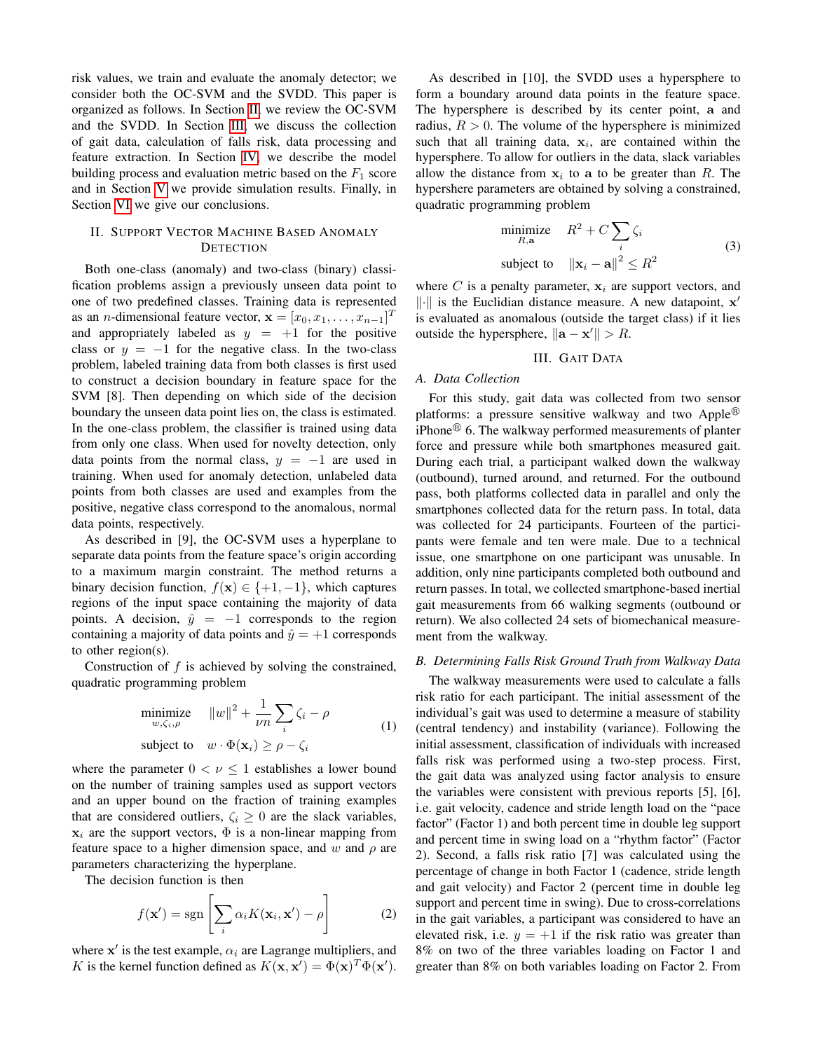risk values, we train and evaluate the anomaly detector; we consider both the OC-SVM and the SVDD. This paper is organized as follows. In Section II, we review the OC-SVM and the SVDD. In Section III, we discuss the collection of gait data, calculation of falls risk, data processing and feature extraction. In Section IV, we describe the model building process and evaluation metric based on the $F_1$ score and in Section V we provide simulation results. Finally, in Section VI we give our conclusions.

## II. Support Vector Machine Based Anomaly Detection

Both one-class (anomaly) and two-class (binary) classification problems assign a previously unseen data point to one of two predefined classes. Training data is represented as an $n$-dimensional feature vector, $\mathbf{x} = [x_0, x_1, \ldots, x_{n-1}]^T$ and appropriately labeled as $y = +1$ for the positive class or $y = -1$ for the negative class. In the two-class problem, labeled training data from both classes is first used to construct a decision boundary in feature space for the SVM [8]. Then depending on which side of the decision boundary the unseen data point lies on, the class is estimated. In the one-class problem, the classifier is trained using data from only one class. When used for novelty detection, only data points from the normal class, $y = -1$ are used in training. When used for anomaly detection, unlabeled data points from both classes are used and examples from the positive, negative class correspond to the anomalous, normal data points, respectively.

As described in [9], the OC-SVM uses a hyperplane to separate data points from the feature space's origin according to a maximum margin constraint. The method returns a binary decision function, $f(\mathbf{x}) \in \{+1, -1\}$, which captures regions of the input space containing the majority of data points. A decision, $\hat{y} = -1$ corresponds to the region containing a majority of data points and $\hat{y} = +1$ corresponds to other region(s).

Construction of $f$ is achieved by solving the constrained, quadratic programming problem

$$
\begin{aligned}
\underset{w,\zeta_i,\rho}{\text{minimize}} \quad & \|w\|^2 + \frac{1}{\nu n}\sum_i \zeta_i - \rho \\
\text{subject to} \quad & w \cdot \Phi(\mathbf{x}_i) \geq \rho - \zeta_i
\end{aligned}
\tag{1}
$$

where the parameter $0 < \nu \leq 1$ establishes a lower bound on the number of training samples used as support vectors and an upper bound on the fraction of training examples that are considered outliers, $\zeta_i \geq 0$ are the slack variables, $\mathbf{x}_i$ are the support vectors, $\Phi$ is a non-linear mapping from feature space to a higher dimension space, and $w$ and $\rho$ are parameters characterizing the hyperplane.

The decision function is then

$$
f(\mathbf{x}') = \operatorname{sgn}\left[\sum_i \alpha_i K(\mathbf{x}_i, \mathbf{x}') - \rho\right]
\tag{2}
$$

where $\mathbf{x}'$ is the test example, $\alpha_i$ are Lagrange multipliers, and $K$ is the kernel function defined as $K(\mathbf{x}, \mathbf{x}') = \Phi(\mathbf{x})^T \Phi(\mathbf{x}')$.

As described in [10], the SVDD uses a hypersphere to form a boundary around data points in the feature space. The hypersphere is described by its center point, $\mathbf{a}$ and radius, $R > 0$. The volume of the hypersphere is minimized such that all training data, $\mathbf{x}_i$, are contained within the hypersphere. To allow for outliers in the data, slack variables allow the distance from $\mathbf{x}_i$ to $\mathbf{a}$ to be greater than $R$. The hypershere parameters are obtained by solving a constrained, quadratic programming problem

$$
\begin{aligned}
\underset{R,\mathbf{a}}{\text{minimize}} \quad & R^2 + C\sum_i \zeta_i \\
\text{subject to} \quad & \|\mathbf{x}_i - \mathbf{a}\|^2 \leq R^2
\end{aligned}
\tag{3}
$$

where $C$ is a penalty parameter, $\mathbf{x}_i$ are support vectors, and $\|\cdot\|$ is the Euclidian distance measure. A new datapoint, $\mathbf{x}'$ is evaluated as anomalous (outside the target class) if it lies outside the hypersphere, $\|\mathbf{a} - \mathbf{x}'\| > R$.

## III. Gait Data

### A. Data Collection

For this study, gait data was collected from two sensor platforms: a pressure sensitive walkway and two Apple® iPhone® 6. The walkway performed measurements of planter force and pressure while both smartphones measured gait. During each trial, a participant walked down the walkway (outbound), turned around, and returned. For the outbound pass, both platforms collected data in parallel and only the smartphones collected data for the return pass. In total, data was collected for 24 participants. Fourteen of the participants were female and ten were male. Due to a technical issue, one smartphone on one participant was unusable. In addition, only nine participants completed both outbound and return passes. In total, we collected smartphone-based inertial gait measurements from 66 walking segments (outbound or return). We also collected 24 sets of biomechanical measurement from the walkway.

### B. Determining Falls Risk Ground Truth from Walkway Data

The walkway measurements were used to calculate a falls risk ratio for each participant. The initial assessment of the individual's gait was used to determine a measure of stability (central tendency) and instability (variance). Following the initial assessment, classification of individuals with increased falls risk was performed using a two-step process. First, the gait data was analyzed using factor analysis to ensure the variables were consistent with previous reports [5], [6], i.e. gait velocity, cadence and stride length load on the "pace factor" (Factor 1) and both percent time in double leg support and percent time in swing load on a "rhythm factor" (Factor 2). Second, a falls risk ratio [7] was calculated using the percentage of change in both Factor 1 (cadence, stride length and gait velocity) and Factor 2 (percent time in double leg support and percent time in swing). Due to cross-correlations in the gait variables, a participant was considered to have an elevated risk, i.e. $y = +1$ if the risk ratio was greater than 8% on two of the three variables loading on Factor 1 and greater than 8% on both variables loading on Factor 2. From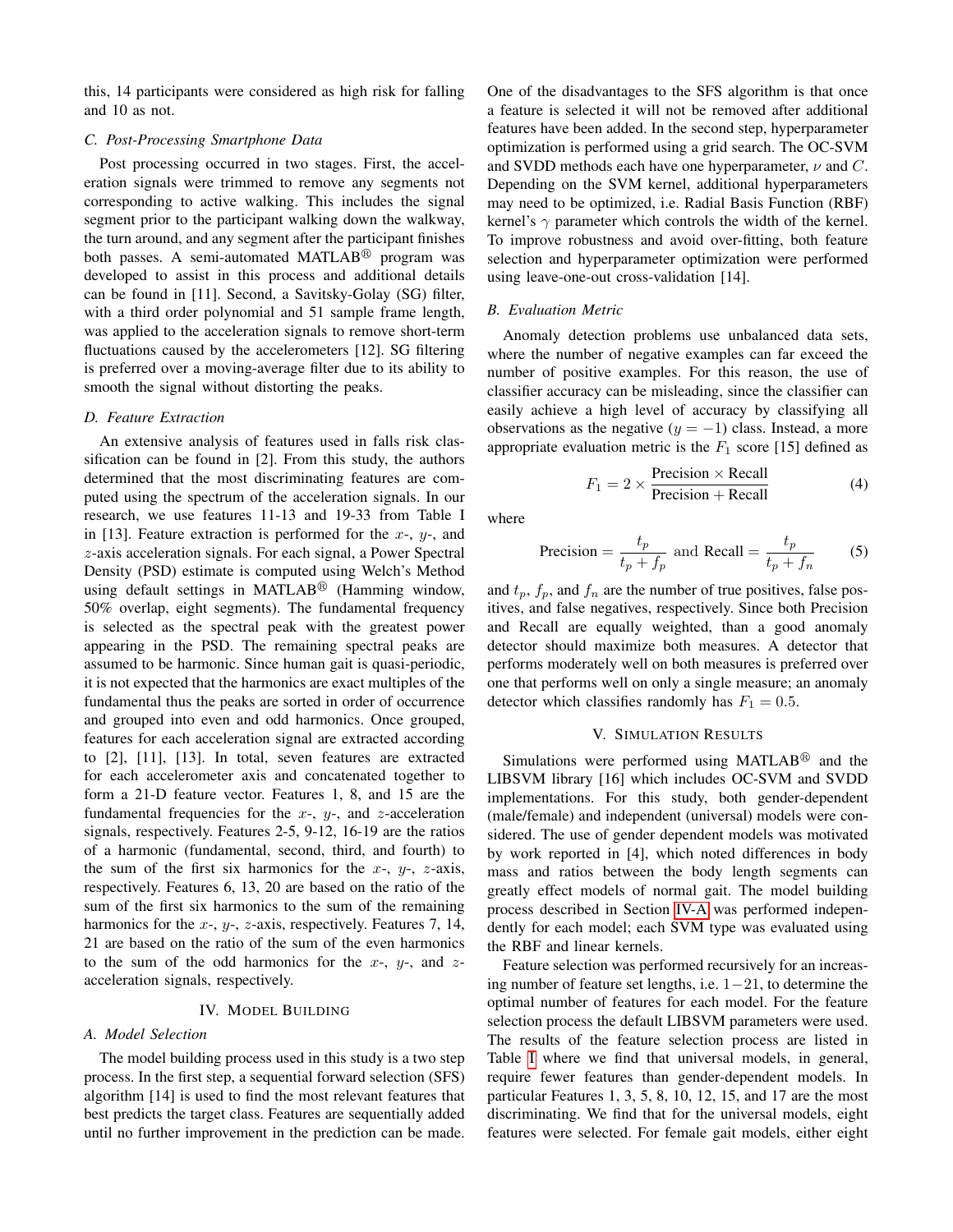this, 14 participants were considered as high risk for falling and 10 as not.

### C. Post-Processing Smartphone Data

Post processing occurred in two stages. First, the acceleration signals were trimmed to remove any segments not corresponding to active walking. This includes the signal segment prior to the participant walking down the walkway, the turn around, and any segment after the participant finishes both passes. A semi-automated MATLAB® program was developed to assist in this process and additional details can be found in [11]. Second, a Savitsky-Golay (SG) filter, with a third order polynomial and 51 sample frame length, was applied to the acceleration signals to remove short-term fluctuations caused by the accelerometers [12]. SG filtering is preferred over a moving-average filter due to its ability to smooth the signal without distorting the peaks.

### D. Feature Extraction

An extensive analysis of features used in falls risk classification can be found in [2]. From this study, the authors determined that the most discriminating features are computed using the spectrum of the acceleration signals. In our research, we use features 11-13 and 19-33 from Table I in [13]. Feature extraction is performed for the $x$-, $y$-, and $z$-axis acceleration signals. For each signal, a Power Spectral Density (PSD) estimate is computed using Welch's Method using default settings in MATLAB® (Hamming window, 50% overlap, eight segments). The fundamental frequency is selected as the spectral peak with the greatest power appearing in the PSD. The remaining spectral peaks are assumed to be harmonic. Since human gait is quasi-periodic, it is not expected that the harmonics are exact multiples of the fundamental thus the peaks are sorted in order of occurrence and grouped into even and odd harmonics. Once grouped, features for each acceleration signal are extracted according to [2], [11], [13]. In total, seven features are extracted for each accelerometer axis and concatenated together to form a 21-D feature vector. Features 1, 8, and 15 are the fundamental frequencies for the $x$-, $y$-, and $z$-acceleration signals, respectively. Features 2-5, 9-12, 16-19 are the ratios of a harmonic (fundamental, second, third, and fourth) to the sum of the first six harmonics for the $x$-, $y$-, $z$-axis, respectively. Features 6, 13, 20 are based on the ratio of the sum of the first six harmonics to the sum of the remaining harmonics for the $x$-, $y$-, $z$-axis, respectively. Features 7, 14, 21 are based on the ratio of the sum of the even harmonics to the sum of the odd harmonics for the $x$-, $y$-, and $z$-acceleration signals, respectively.

## IV. Model Building

### A. Model Selection

The model building process used in this study is a two step process. In the first step, a sequential forward selection (SFS) algorithm [14] is used to find the most relevant features that best predicts the target class. Features are sequentially added until no further improvement in the prediction can be made. One of the disadvantages to the SFS algorithm is that once a feature is selected it will not be removed after additional features have been added. In the second step, hyperparameter optimization is performed using a grid search. The OC-SVM and SVDD methods each have one hyperparameter, $\nu$ and $C$. Depending on the SVM kernel, additional hyperparameters may need to be optimized, i.e. Radial Basis Function (RBF) kernel's $\gamma$ parameter which controls the width of the kernel. To improve robustness and avoid over-fitting, both feature selection and hyperparameter optimization were performed using leave-one-out cross-validation [14].

### B. Evaluation Metric

Anomaly detection problems use unbalanced data sets, where the number of negative examples can far exceed the number of positive examples. For this reason, the use of classifier accuracy can be misleading, since the classifier can easily achieve a high level of accuracy by classifying all observations as the negative ($y = -1$) class. Instead, a more appropriate evaluation metric is the $F_1$ score [15] defined as

$$F_1 = 2 \times \frac{\text{Precision} \times \text{Recall}}{\text{Precision} + \text{Recall}} \tag{4}$$

where

$$\text{Precision} = \frac{t_p}{t_p + f_p} \text{ and Recall} = \frac{t_p}{t_p + f_n} \tag{5}$$

and $t_p$, $f_p$, and $f_n$ are the number of true positives, false positives, and false negatives, respectively. Since both Precision and Recall are equally weighted, than a good anomaly detector should maximize both measures. A detector that performs moderately well on both measures is preferred over one that performs well on only a single measure; an anomaly detector which classifies randomly has $F_1 = 0.5$.

## V. Simulation Results

Simulations were performed using MATLAB® and the LIBSVM library [16] which includes OC-SVM and SVDD implementations. For this study, both gender-dependent (male/female) and independent (universal) models were considered. The use of gender dependent models was motivated by work reported in [4], which noted differences in body mass and ratios between the body length segments can greatly effect models of normal gait. The model building process described in Section IV-A was performed independently for each model; each SVM type was evaluated using the RBF and linear kernels.

Feature selection was performed recursively for an increasing number of feature set lengths, i.e. $1-21$, to determine the optimal number of features for each model. For the feature selection process the default LIBSVM parameters were used. The results of the feature selection process are listed in Table I where we find that universal models, in general, require fewer features than gender-dependent models. In particular Features 1, 3, 5, 8, 10, 12, 15, and 17 are the most discriminating. We find that for the universal models, eight features were selected. For female gait models, either eight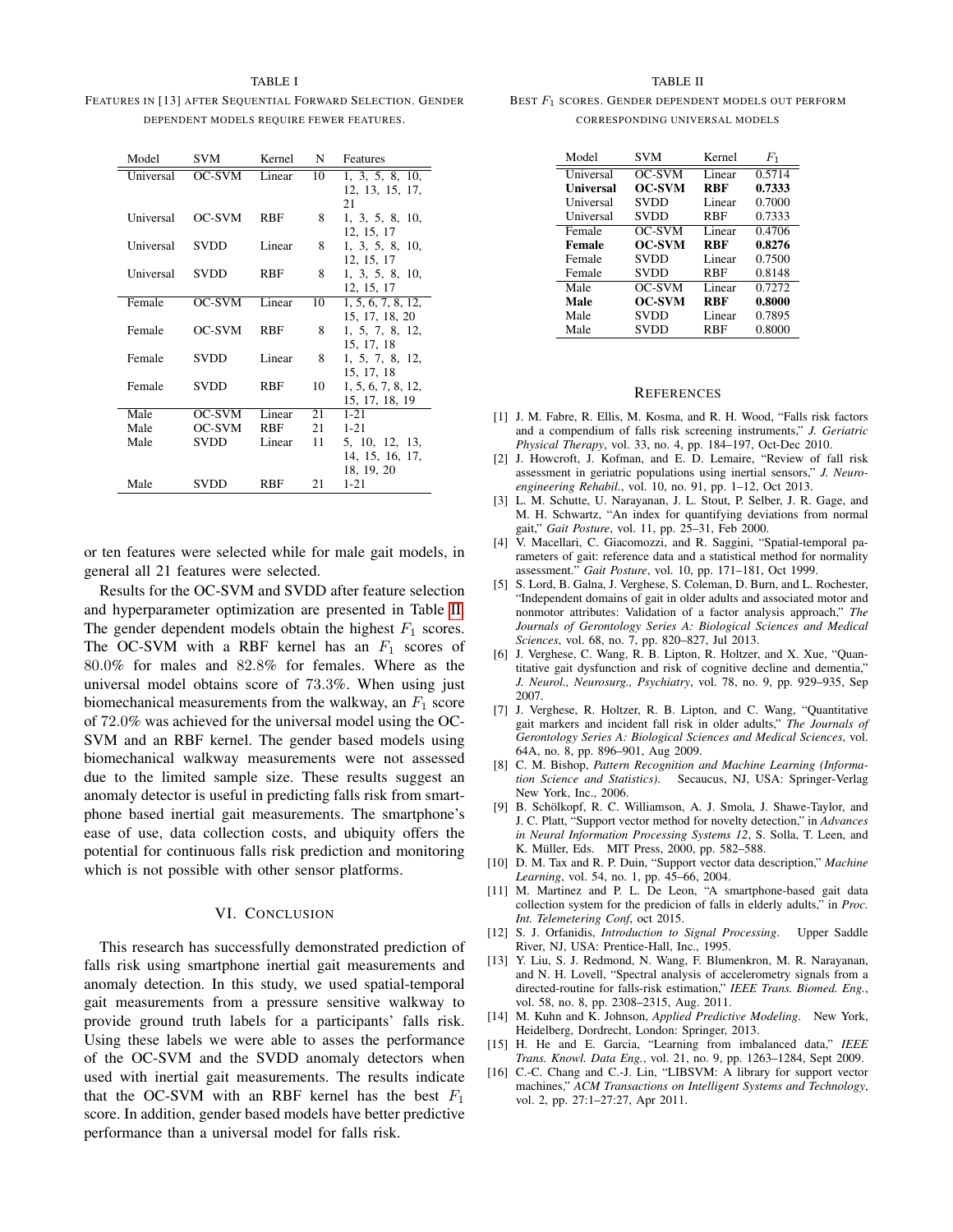TABLE I

FEATURES IN [13] AFTER SEQUENTIAL FORWARD SELECTION. GENDER DEPENDENT MODELS REQUIRE FEWER FEATURES.

| Model | SVM | Kernel | N | Features |
|---|---|---|---|---|
| Universal | OC-SVM | Linear | 10 | 1, 3, 5, 8, 10, 12, 13, 15, 17, 21 |
| Universal | OC-SVM | RBF | 8 | 1, 3, 5, 8, 10, 12, 15, 17 |
| Universal | SVDD | Linear | 8 | 1, 3, 5, 8, 10, 12, 15, 17 |
| Universal | SVDD | RBF | 8 | 1, 3, 5, 8, 10, 12, 15, 17 |
| Female | OC-SVM | Linear | 10 | 1, 5, 6, 7, 8, 12, 15, 17, 18, 20 |
| Female | OC-SVM | RBF | 8 | 1, 5, 7, 8, 12, 15, 17, 18 |
| Female | SVDD | Linear | 8 | 1, 5, 7, 8, 12, 15, 17, 18 |
| Female | SVDD | RBF | 10 | 1, 5, 6, 7, 8, 12, 15, 17, 18, 19 |
| Male | OC-SVM | Linear | 21 | 1-21 |
| Male | OC-SVM | RBF | 21 | 1-21 |
| Male | SVDD | Linear | 11 | 5, 10, 12, 13, 14, 15, 16, 17, 18, 19, 20 |
| Male | SVDD | RBF | 21 | 1-21 |

or ten features were selected while for male gait models, in general all 21 features were selected.

Results for the OC-SVM and SVDD after feature selection and hyperparameter optimization are presented in Table II. The gender dependent models obtain the highest $F_1$ scores. The OC-SVM with a RBF kernel has an $F_1$ scores of $80.0\%$ for males and $82.8\%$ for females. Where as the universal model obtains score of $73.3\%$. When using just biomechanical measurements from the walkway, an $F_1$ score of $72.0\%$ was achieved for the universal model using the OC-SVM and an RBF kernel. The gender based models using biomechanical walkway measurements were not assessed due to the limited sample size. These results suggest an anomaly detector is useful in predicting falls risk from smartphone based inertial gait measurements. The smartphone's ease of use, data collection costs, and ubiquity offers the potential for continuous falls risk prediction and monitoring which is not possible with other sensor platforms.

## VI. CONCLUSION

This research has successfully demonstrated prediction of falls risk using smartphone inertial gait measurements and anomaly detection. In this study, we used spatial-temporal gait measurements from a pressure sensitive walkway to provide ground truth labels for a participants' falls risk. Using these labels we were able to asses the performance of the OC-SVM and the SVDD anomaly detectors when used with inertial gait measurements. The results indicate that the OC-SVM with an RBF kernel has the best $F_1$ score. In addition, gender based models have better predictive performance than a universal model for falls risk.

TABLE II

BEST $F_1$ SCORES. GENDER DEPENDENT MODELS OUT PERFORM CORRESPONDING UNIVERSAL MODELS

| Model | SVM | Kernel | $F_1$ |
|---|---|---|---|
| Universal | OC-SVM | Linear | 0.5714 |
| **Universal** | **OC-SVM** | **RBF** | **0.7333** |
| Universal | SVDD | Linear | 0.7000 |
| Universal | SVDD | RBF | 0.7333 |
| Female | OC-SVM | Linear | 0.4706 |
| **Female** | **OC-SVM** | **RBF** | **0.8276** |
| Female | SVDD | Linear | 0.7500 |
| Female | SVDD | RBF | 0.8148 |
| Male | OC-SVM | Linear | 0.7272 |
| **Male** | **OC-SVM** | **RBF** | **0.8000** |
| Male | SVDD | Linear | 0.7895 |
| Male | SVDD | RBF | 0.8000 |

## REFERENCES

[1] J. M. Fabre, R. Ellis, M. Kosma, and R. H. Wood, "Falls risk factors and a compendium of falls risk screening instruments," *J. Geriatric Physical Therapy*, vol. 33, no. 4, pp. 184–197, Oct-Dec 2010.

[2] J. Howcroft, J. Kofman, and E. D. Lemaire, "Review of fall risk assessment in geriatric populations using inertial sensors," *J. Neuroengineering Rehabil.*, vol. 10, no. 91, pp. 1–12, Oct 2013.

[3] L. M. Schutte, U. Narayanan, J. L. Stout, P. Selber, J. R. Gage, and M. H. Schwartz, "An index for quantifying deviations from normal gait," *Gait Posture*, vol. 11, pp. 25–31, Feb 2000.

[4] V. Macellari, C. Giacomozzi, and R. Saggini, "Spatial-temporal parameters of gait: reference data and a statistical method for normality assessment." *Gait Posture*, vol. 10, pp. 171–181, Oct 1999.

[5] S. Lord, B. Galna, J. Verghese, S. Coleman, D. Burn, and L. Rochester, "Independent domains of gait in older adults and associated motor and nonmotor attributes: Validation of a factor analysis approach," *The Journals of Gerontology Series A: Biological Sciences and Medical Sciences*, vol. 68, no. 7, pp. 820–827, Jul 2013.

[6] J. Verghese, C. Wang, R. B. Lipton, R. Holtzer, and X. Xue, "Quantitative gait dysfunction and risk of cognitive decline and dementia," *J. Neurol., Neurosurg., Psychiatry*, vol. 78, no. 9, pp. 929–935, Sep 2007.

[7] J. Verghese, R. Holtzer, R. B. Lipton, and C. Wang, "Quantitative gait markers and incident fall risk in older adults," *The Journals of Gerontology Series A: Biological Sciences and Medical Sciences*, vol. 64A, no. 8, pp. 896–901, Aug 2009.

[8] C. M. Bishop, *Pattern Recognition and Machine Learning (Information Science and Statistics)*. Secaucus, NJ, USA: Springer-Verlag New York, Inc., 2006.

[9] B. Schölkopf, R. C. Williamson, A. J. Smola, J. Shawe-Taylor, and J. C. Platt, "Support vector method for novelty detection," in *Advances in Neural Information Processing Systems 12*, S. Solla, T. Leen, and K. Müller, Eds. MIT Press, 2000, pp. 582–588.

[10] D. M. Tax and R. P. Duin, "Support vector data description," *Machine Learning*, vol. 54, no. 1, pp. 45–66, 2004.

[11] M. Martinez and P. L. De Leon, "A smartphone-based gait data collection system for the predicion of falls in elderly adults," in *Proc. Int. Telemetering Conf*, oct 2015.

[12] S. J. Orfanidis, *Introduction to Signal Processing*. Upper Saddle River, NJ, USA: Prentice-Hall, Inc., 1995.

[13] Y. Liu, S. J. Redmond, N. Wang, F. Blumenkron, M. R. Narayanan, and N. H. Lovell, "Spectral analysis of accelerometry signals from a directed-routine for falls-risk estimation," *IEEE Trans. Biomed. Eng.*, vol. 58, no. 8, pp. 2308–2315, Aug. 2011.

[14] M. Kuhn and K. Johnson, *Applied Predictive Modeling*. New York, Heidelberg, Dordrecht, London: Springer, 2013.

[15] H. He and E. Garcia, "Learning from imbalanced data," *IEEE Trans. Knowl. Data Eng.*, vol. 21, no. 9, pp. 1263–1284, Sept 2009.

[16] C.-C. Chang and C.-J. Lin, "LIBSVM: A library for support vector machines," *ACM Transactions on Intelligent Systems and Technology*, vol. 2, pp. 27:1–27:27, Apr 2011.